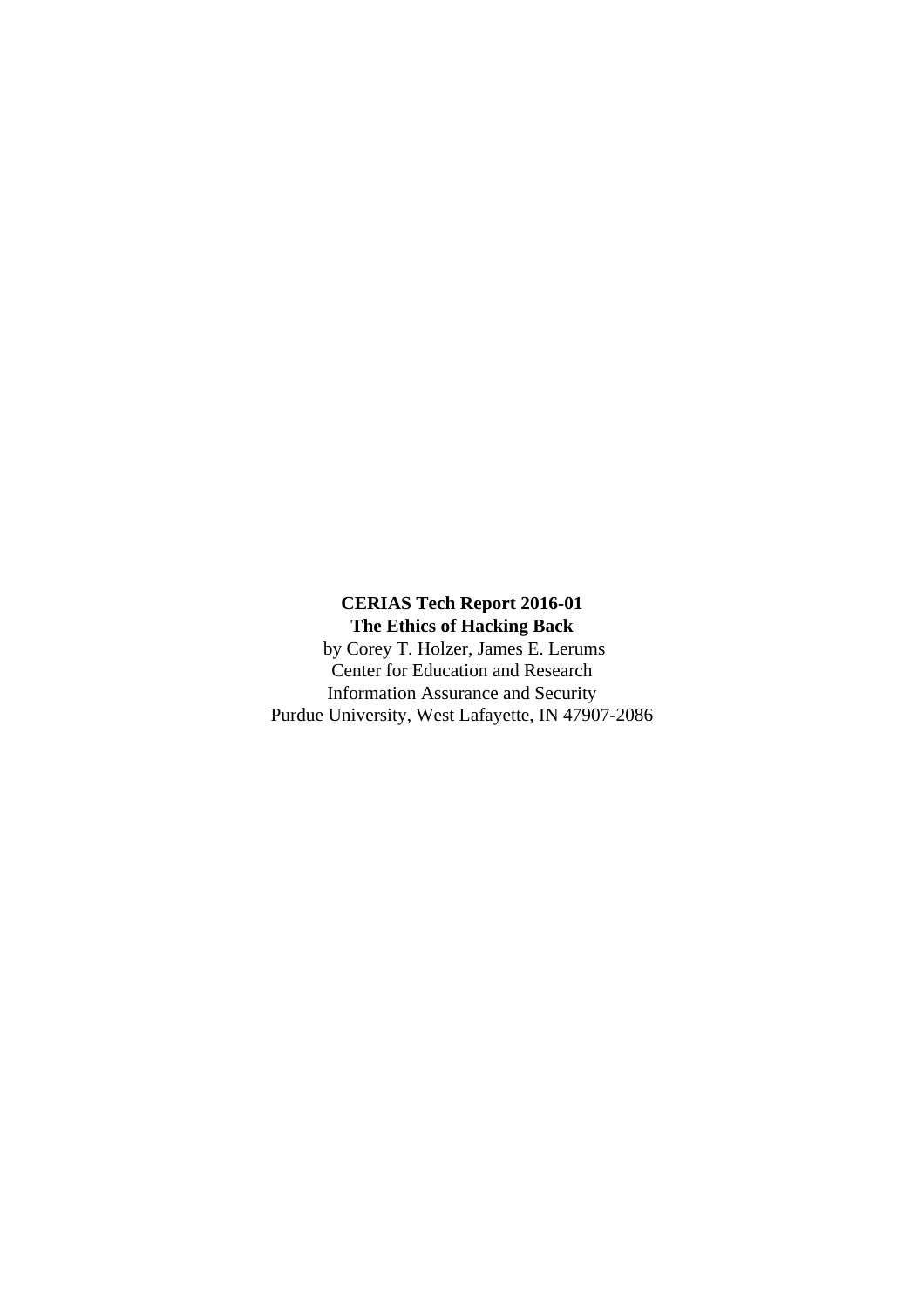**CERIAS Tech Report 2016-01**
**The Ethics of Hacking Back**
by Corey T. Holzer, James E. Lerums
Center for Education and Research
Information Assurance and Security
Purdue University, West Lafayette, IN 47907-2086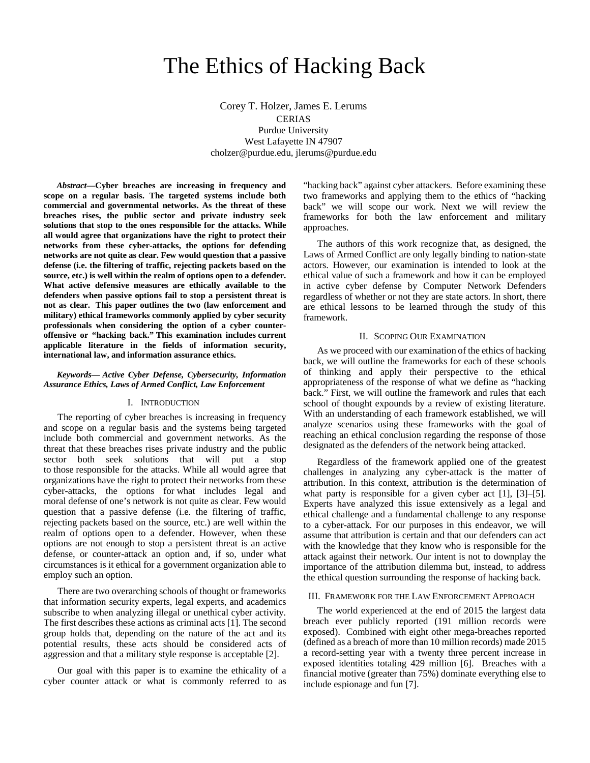# The Ethics of Hacking Back

Corey T. Holzer, James E. Lerums
CERIAS
Purdue University
West Lafayette IN 47907
cholzer@purdue.edu, jlerums@purdue.edu

***Abstract*—Cyber breaches are increasing in frequency and scope on a regular basis. The targeted systems include both commercial and governmental networks. As the threat of these breaches rises, the public sector and private industry seek solutions that stop to the ones responsible for the attacks. While all would agree that organizations have the right to protect their networks from these cyber-attacks, the options for defending networks are not quite as clear. Few would question that a passive defense (i.e. the filtering of traffic, rejecting packets based on the source, etc.) is well within the realm of options open to a defender. What active defensive measures are ethically available to the defenders when passive options fail to stop a persistent threat is not as clear. This paper outlines the two (law enforcement and military) ethical frameworks commonly applied by cyber security professionals when considering the option of a cyber counter-offensive or "hacking back." This examination includes current applicable literature in the fields of information security, international law, and information assurance ethics.**

***Keywords— Active Cyber Defense, Cybersecurity, Information Assurance Ethics, Laws of Armed Conflict, Law Enforcement***

## I. Introduction

The reporting of cyber breaches is increasing in frequency and scope on a regular basis and the systems being targeted include both commercial and government networks. As the threat that these breaches rises private industry and the public sector both seek solutions that will put a stop to those responsible for the attacks. While all would agree that organizations have the right to protect their networks from these cyber-attacks, the options for what includes legal and moral defense of one's network is not quite as clear. Few would question that a passive defense (i.e. the filtering of traffic, rejecting packets based on the source, etc.) are well within the realm of options open to a defender. However, when these options are not enough to stop a persistent threat is an active defense, or counter-attack an option and, if so, under what circumstances is it ethical for a government organization able to employ such an option.

There are two overarching schools of thought or frameworks that information security experts, legal experts, and academics subscribe to when analyzing illegal or unethical cyber activity. The first describes these actions as criminal acts [1]. The second group holds that, depending on the nature of the act and its potential results, these acts should be considered acts of aggression and that a military style response is acceptable [2].

Our goal with this paper is to examine the ethicality of a cyber counter attack or what is commonly referred to as "hacking back" against cyber attackers. Before examining these two frameworks and applying them to the ethics of "hacking back" we will scope our work. Next we will review the frameworks for both the law enforcement and military approaches.

The authors of this work recognize that, as designed, the Laws of Armed Conflict are only legally binding to nation-state actors. However, our examination is intended to look at the ethical value of such a framework and how it can be employed in active cyber defense by Computer Network Defenders regardless of whether or not they are state actors. In short, there are ethical lessons to be learned through the study of this framework.

## II. Scoping Our Examination

As we proceed with our examination of the ethics of hacking back, we will outline the frameworks for each of these schools of thinking and apply their perspective to the ethical appropriateness of the response of what we define as "hacking back." First, we will outline the framework and rules that each school of thought expounds by a review of existing literature. With an understanding of each framework established, we will analyze scenarios using these frameworks with the goal of reaching an ethical conclusion regarding the response of those designated as the defenders of the network being attacked.

Regardless of the framework applied one of the greatest challenges in analyzing any cyber-attack is the matter of attribution. In this context, attribution is the determination of what party is responsible for a given cyber act [1], [3]–[5]. Experts have analyzed this issue extensively as a legal and ethical challenge and a fundamental challenge to any response to a cyber-attack. For our purposes in this endeavor, we will assume that attribution is certain and that our defenders can act with the knowledge that they know who is responsible for the attack against their network. Our intent is not to downplay the importance of the attribution dilemma but, instead, to address the ethical question surrounding the response of hacking back.

## III. Framework for the Law Enforcement Approach

The world experienced at the end of 2015 the largest data breach ever publicly reported (191 million records were exposed). Combined with eight other mega-breaches reported (defined as a breach of more than 10 million records) made 2015 a record-setting year with a twenty three percent increase in exposed identities totaling 429 million [6]. Breaches with a financial motive (greater than 75%) dominate everything else to include espionage and fun [7].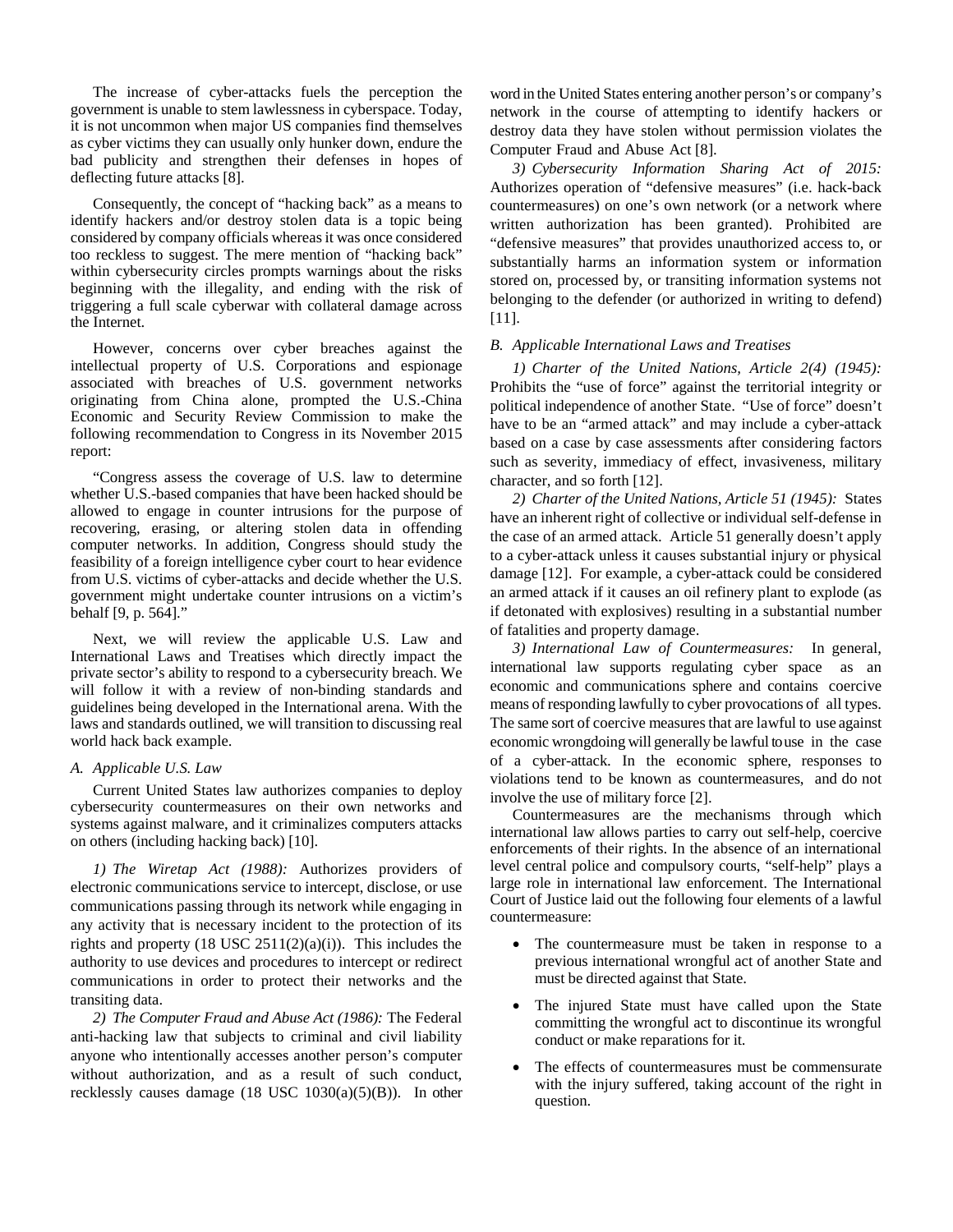The increase of cyber-attacks fuels the perception the government is unable to stem lawlessness in cyberspace. Today, it is not uncommon when major US companies find themselves as cyber victims they can usually only hunker down, endure the bad publicity and strengthen their defenses in hopes of deflecting future attacks [8].

Consequently, the concept of "hacking back" as a means to identify hackers and/or destroy stolen data is a topic being considered by company officials whereas it was once considered too reckless to suggest. The mere mention of "hacking back" within cybersecurity circles prompts warnings about the risks beginning with the illegality, and ending with the risk of triggering a full scale cyberwar with collateral damage across the Internet.

However, concerns over cyber breaches against the intellectual property of U.S. Corporations and espionage associated with breaches of U.S. government networks originating from China alone, prompted the U.S.-China Economic and Security Review Commission to make the following recommendation to Congress in its November 2015 report:

"Congress assess the coverage of U.S. law to determine whether U.S.-based companies that have been hacked should be allowed to engage in counter intrusions for the purpose of recovering, erasing, or altering stolen data in offending computer networks. In addition, Congress should study the feasibility of a foreign intelligence cyber court to hear evidence from U.S. victims of cyber-attacks and decide whether the U.S. government might undertake counter intrusions on a victim's behalf [9, p. 564]."

Next, we will review the applicable U.S. Law and International Laws and Treatises which directly impact the private sector's ability to respond to a cybersecurity breach. We will follow it with a review of non-binding standards and guidelines being developed in the International arena. With the laws and standards outlined, we will transition to discussing real world hack back example.

### *A. Applicable U.S. Law*

Current United States law authorizes companies to deploy cybersecurity countermeasures on their own networks and systems against malware, and it criminalizes computers attacks on others (including hacking back) [10].

*1) The Wiretap Act (1988):* Authorizes providers of electronic communications service to intercept, disclose, or use communications passing through its network while engaging in any activity that is necessary incident to the protection of its rights and property (18 USC 2511(2)(a)(i)). This includes the authority to use devices and procedures to intercept or redirect communications in order to protect their networks and the transiting data.

*2) The Computer Fraud and Abuse Act (1986):* The Federal anti-hacking law that subjects to criminal and civil liability anyone who intentionally accesses another person's computer without authorization, and as a result of such conduct, recklessly causes damage (18 USC 1030(a)(5)(B)). In other word in the United States entering another person's or company's network in the course of attempting to identify hackers or destroy data they have stolen without permission violates the Computer Fraud and Abuse Act [8].

*3) Cybersecurity Information Sharing Act of 2015:* Authorizes operation of "defensive measures" (i.e. hack-back countermeasures) on one's own network (or a network where written authorization has been granted). Prohibited are "defensive measures" that provides unauthorized access to, or substantially harms an information system or information stored on, processed by, or transiting information systems not belonging to the defender (or authorized in writing to defend) [11].

### *B. Applicable International Laws and Treatises*

*1) Charter of the United Nations, Article 2(4) (1945):* Prohibits the "use of force" against the territorial integrity or political independence of another State. "Use of force" doesn't have to be an "armed attack" and may include a cyber-attack based on a case by case assessments after considering factors such as severity, immediacy of effect, invasiveness, military character, and so forth [12].

*2) Charter of the United Nations, Article 51 (1945):* States have an inherent right of collective or individual self-defense in the case of an armed attack. Article 51 generally doesn't apply to a cyber-attack unless it causes substantial injury or physical damage [12]. For example, a cyber-attack could be considered an armed attack if it causes an oil refinery plant to explode (as if detonated with explosives) resulting in a substantial number of fatalities and property damage.

*3) International Law of Countermeasures:* In general, international law supports regulating cyber space as an economic and communications sphere and contains coercive means of responding lawfully to cyber provocations of all types. The same sort of coercive measures that are lawful to use against economic wrongdoing will generally be lawful to use in the case of a cyber-attack. In the economic sphere, responses to violations tend to be known as countermeasures, and do not involve the use of military force [2].

Countermeasures are the mechanisms through which international law allows parties to carry out self-help, coercive enforcements of their rights. In the absence of an international level central police and compulsory courts, "self-help" plays a large role in international law enforcement. The International Court of Justice laid out the following four elements of a lawful countermeasure:

- The countermeasure must be taken in response to a previous international wrongful act of another State and must be directed against that State.
- The injured State must have called upon the State committing the wrongful act to discontinue its wrongful conduct or make reparations for it.
- The effects of countermeasures must be commensurate with the injury suffered, taking account of the right in question.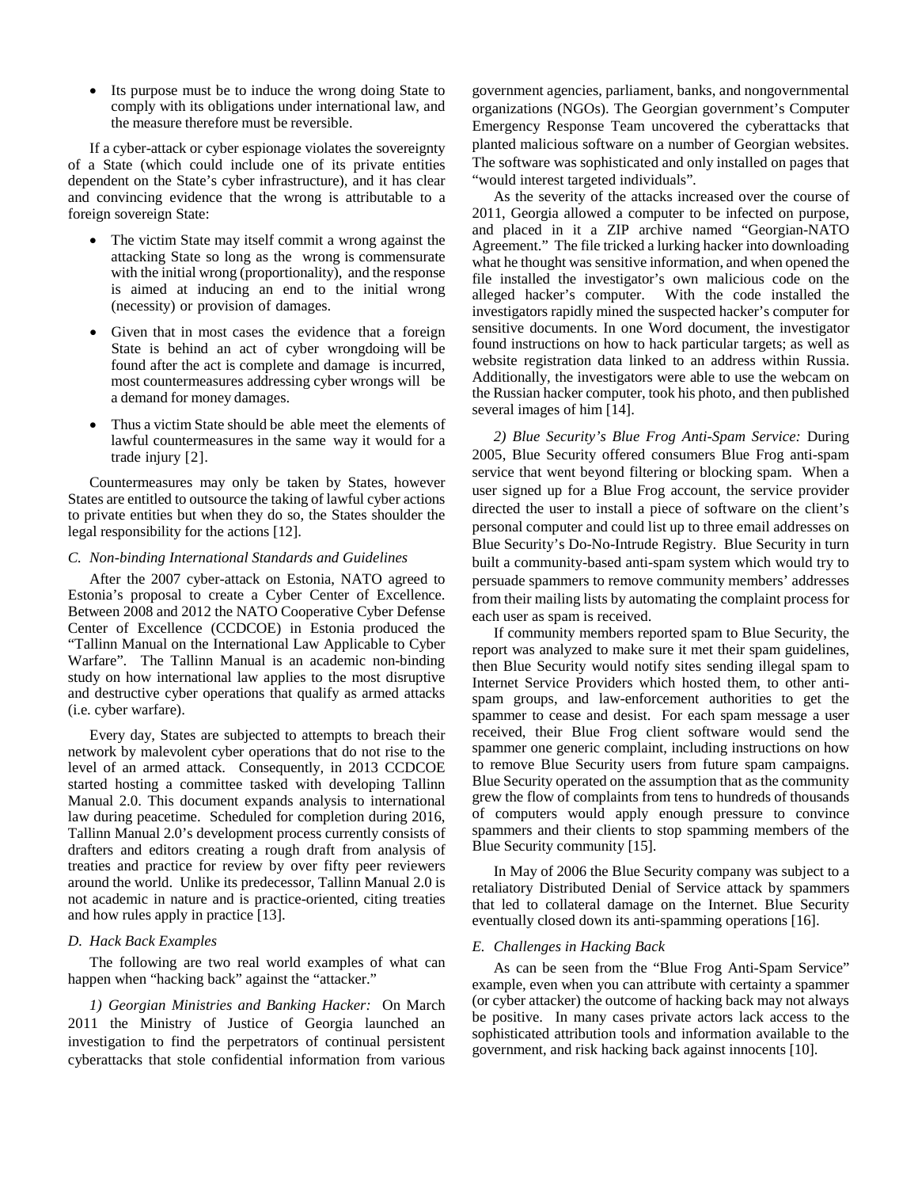- Its purpose must be to induce the wrong doing State to comply with its obligations under international law, and the measure therefore must be reversible.

If a cyber-attack or cyber espionage violates the sovereignty of a State (which could include one of its private entities dependent on the State's cyber infrastructure), and it has clear and convincing evidence that the wrong is attributable to a foreign sovereign State:

- The victim State may itself commit a wrong against the attacking State so long as the wrong is commensurate with the initial wrong (proportionality), and the response is aimed at inducing an end to the initial wrong (necessity) or provision of damages.
- Given that in most cases the evidence that a foreign State is behind an act of cyber wrongdoing will be found after the act is complete and damage is incurred, most countermeasures addressing cyber wrongs will be a demand for money damages.
- Thus a victim State should be able meet the elements of lawful countermeasures in the same way it would for a trade injury [2].

Countermeasures may only be taken by States, however States are entitled to outsource the taking of lawful cyber actions to private entities but when they do so, the States shoulder the legal responsibility for the actions [12].

### *C. Non-binding International Standards and Guidelines*

After the 2007 cyber-attack on Estonia, NATO agreed to Estonia's proposal to create a Cyber Center of Excellence. Between 2008 and 2012 the NATO Cooperative Cyber Defense Center of Excellence (CCDCOE) in Estonia produced the "Tallinn Manual on the International Law Applicable to Cyber Warfare". The Tallinn Manual is an academic non-binding study on how international law applies to the most disruptive and destructive cyber operations that qualify as armed attacks (i.e. cyber warfare).

Every day, States are subjected to attempts to breach their network by malevolent cyber operations that do not rise to the level of an armed attack. Consequently, in 2013 CCDCOE started hosting a committee tasked with developing Tallinn Manual 2.0. This document expands analysis to international law during peacetime. Scheduled for completion during 2016, Tallinn Manual 2.0's development process currently consists of drafters and editors creating a rough draft from analysis of treaties and practice for review by over fifty peer reviewers around the world. Unlike its predecessor, Tallinn Manual 2.0 is not academic in nature and is practice-oriented, citing treaties and how rules apply in practice [13].

### *D. Hack Back Examples*

The following are two real world examples of what can happen when "hacking back" against the "attacker."

*1) Georgian Ministries and Banking Hacker:* On March 2011 the Ministry of Justice of Georgia launched an investigation to find the perpetrators of continual persistent cyberattacks that stole confidential information from various government agencies, parliament, banks, and nongovernmental organizations (NGOs). The Georgian government's Computer Emergency Response Team uncovered the cyberattacks that planted malicious software on a number of Georgian websites. The software was sophisticated and only installed on pages that "would interest targeted individuals".

As the severity of the attacks increased over the course of 2011, Georgia allowed a computer to be infected on purpose, and placed in it a ZIP archive named "Georgian-NATO Agreement." The file tricked a lurking hacker into downloading what he thought was sensitive information, and when opened the file installed the investigator's own malicious code on the alleged hacker's computer. With the code installed the investigators rapidly mined the suspected hacker's computer for sensitive documents. In one Word document, the investigator found instructions on how to hack particular targets; as well as website registration data linked to an address within Russia. Additionally, the investigators were able to use the webcam on the Russian hacker computer, took his photo, and then published several images of him [14].

*2) Blue Security's Blue Frog Anti-Spam Service:* During 2005, Blue Security offered consumers Blue Frog anti-spam service that went beyond filtering or blocking spam. When a user signed up for a Blue Frog account, the service provider directed the user to install a piece of software on the client's personal computer and could list up to three email addresses on Blue Security's Do-No-Intrude Registry. Blue Security in turn built a community-based anti-spam system which would try to persuade spammers to remove community members' addresses from their mailing lists by automating the complaint process for each user as spam is received.

If community members reported spam to Blue Security, the report was analyzed to make sure it met their spam guidelines, then Blue Security would notify sites sending illegal spam to Internet Service Providers which hosted them, to other anti-spam groups, and law-enforcement authorities to get the spammer to cease and desist. For each spam message a user received, their Blue Frog client software would send the spammer one generic complaint, including instructions on how to remove Blue Security users from future spam campaigns. Blue Security operated on the assumption that as the community grew the flow of complaints from tens to hundreds of thousands of computers would apply enough pressure to convince spammers and their clients to stop spamming members of the Blue Security community [15].

In May of 2006 the Blue Security company was subject to a retaliatory Distributed Denial of Service attack by spammers that led to collateral damage on the Internet. Blue Security eventually closed down its anti-spamming operations [16].

### *E. Challenges in Hacking Back*

As can be seen from the "Blue Frog Anti-Spam Service" example, even when you can attribute with certainty a spammer (or cyber attacker) the outcome of hacking back may not always be positive. In many cases private actors lack access to the sophisticated attribution tools and information available to the government, and risk hacking back against innocents [10].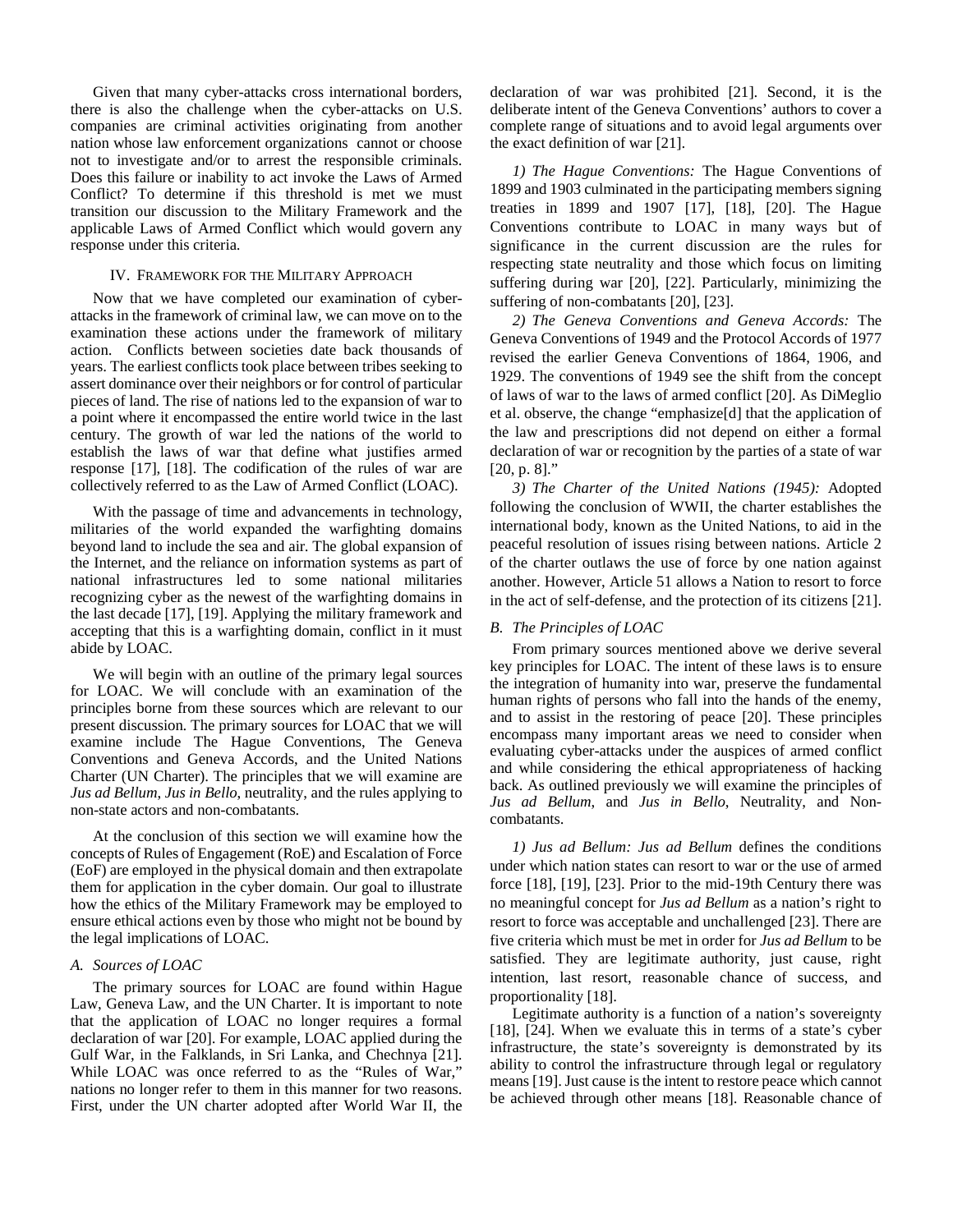Given that many cyber-attacks cross international borders, there is also the challenge when the cyber-attacks on U.S. companies are criminal activities originating from another nation whose law enforcement organizations cannot or choose not to investigate and/or to arrest the responsible criminals. Does this failure or inability to act invoke the Laws of Armed Conflict? To determine if this threshold is met we must transition our discussion to the Military Framework and the applicable Laws of Armed Conflict which would govern any response under this criteria.

## IV. Framework for the Military Approach

Now that we have completed our examination of cyber-attacks in the framework of criminal law, we can move on to the examination these actions under the framework of military action. Conflicts between societies date back thousands of years. The earliest conflicts took place between tribes seeking to assert dominance over their neighbors or for control of particular pieces of land. The rise of nations led to the expansion of war to a point where it encompassed the entire world twice in the last century. The growth of war led the nations of the world to establish the laws of war that define what justifies armed response [17], [18]. The codification of the rules of war are collectively referred to as the Law of Armed Conflict (LOAC).

With the passage of time and advancements in technology, militaries of the world expanded the warfighting domains beyond land to include the sea and air. The global expansion of the Internet, and the reliance on information systems as part of national infrastructures led to some national militaries recognizing cyber as the newest of the warfighting domains in the last decade [17], [19]. Applying the military framework and accepting that this is a warfighting domain, conflict in it must abide by LOAC.

We will begin with an outline of the primary legal sources for LOAC. We will conclude with an examination of the principles borne from these sources which are relevant to our present discussion. The primary sources for LOAC that we will examine include The Hague Conventions, The Geneva Conventions and Geneva Accords, and the United Nations Charter (UN Charter). The principles that we will examine are *Jus ad Bellum*, *Jus in Bello*, neutrality, and the rules applying to non-state actors and non-combatants.

At the conclusion of this section we will examine how the concepts of Rules of Engagement (RoE) and Escalation of Force (EoF) are employed in the physical domain and then extrapolate them for application in the cyber domain. Our goal to illustrate how the ethics of the Military Framework may be employed to ensure ethical actions even by those who might not be bound by the legal implications of LOAC.

### A. Sources of LOAC

The primary sources for LOAC are found within Hague Law, Geneva Law, and the UN Charter. It is important to note that the application of LOAC no longer requires a formal declaration of war [20]. For example, LOAC applied during the Gulf War, in the Falklands, in Sri Lanka, and Chechnya [21]. While LOAC was once referred to as the "Rules of War," nations no longer refer to them in this manner for two reasons. First, under the UN charter adopted after World War II, the declaration of war was prohibited [21]. Second, it is the deliberate intent of the Geneva Conventions' authors to cover a complete range of situations and to avoid legal arguments over the exact definition of war [21].

*1) The Hague Conventions:* The Hague Conventions of 1899 and 1903 culminated in the participating members signing treaties in 1899 and 1907 [17], [18], [20]. The Hague Conventions contribute to LOAC in many ways but of significance in the current discussion are the rules for respecting state neutrality and those which focus on limiting suffering during war [20], [22]. Particularly, minimizing the suffering of non-combatants [20], [23].

*2) The Geneva Conventions and Geneva Accords:* The Geneva Conventions of 1949 and the Protocol Accords of 1977 revised the earlier Geneva Conventions of 1864, 1906, and 1929. The conventions of 1949 see the shift from the concept of laws of war to the laws of armed conflict [20]. As DiMeglio et al. observe, the change "emphasize[d] that the application of the law and prescriptions did not depend on either a formal declaration of war or recognition by the parties of a state of war [20, p. 8]."

*3) The Charter of the United Nations (1945):* Adopted following the conclusion of WWII, the charter establishes the international body, known as the United Nations, to aid in the peaceful resolution of issues rising between nations. Article 2 of the charter outlaws the use of force by one nation against another. However, Article 51 allows a Nation to resort to force in the act of self-defense, and the protection of its citizens [21].

### B. The Principles of LOAC

From primary sources mentioned above we derive several key principles for LOAC. The intent of these laws is to ensure the integration of humanity into war, preserve the fundamental human rights of persons who fall into the hands of the enemy, and to assist in the restoring of peace [20]. These principles encompass many important areas we need to consider when evaluating cyber-attacks under the auspices of armed conflict and while considering the ethical appropriateness of hacking back. As outlined previously we will examine the principles of *Jus ad Bellum*, and *Jus in Bello*, Neutrality, and Non-combatants.

*1) Jus ad Bellum: Jus ad Bellum* defines the conditions under which nation states can resort to war or the use of armed force [18], [19], [23]. Prior to the mid-19th Century there was no meaningful concept for *Jus ad Bellum* as a nation's right to resort to force was acceptable and unchallenged [23]. There are five criteria which must be met in order for *Jus ad Bellum* to be satisfied. They are legitimate authority, just cause, right intention, last resort, reasonable chance of success, and proportionality [18].

Legitimate authority is a function of a nation's sovereignty [18], [24]. When we evaluate this in terms of a state's cyber infrastructure, the state's sovereignty is demonstrated by its ability to control the infrastructure through legal or regulatory means [19]. Just cause is the intent to restore peace which cannot be achieved through other means [18]. Reasonable chance of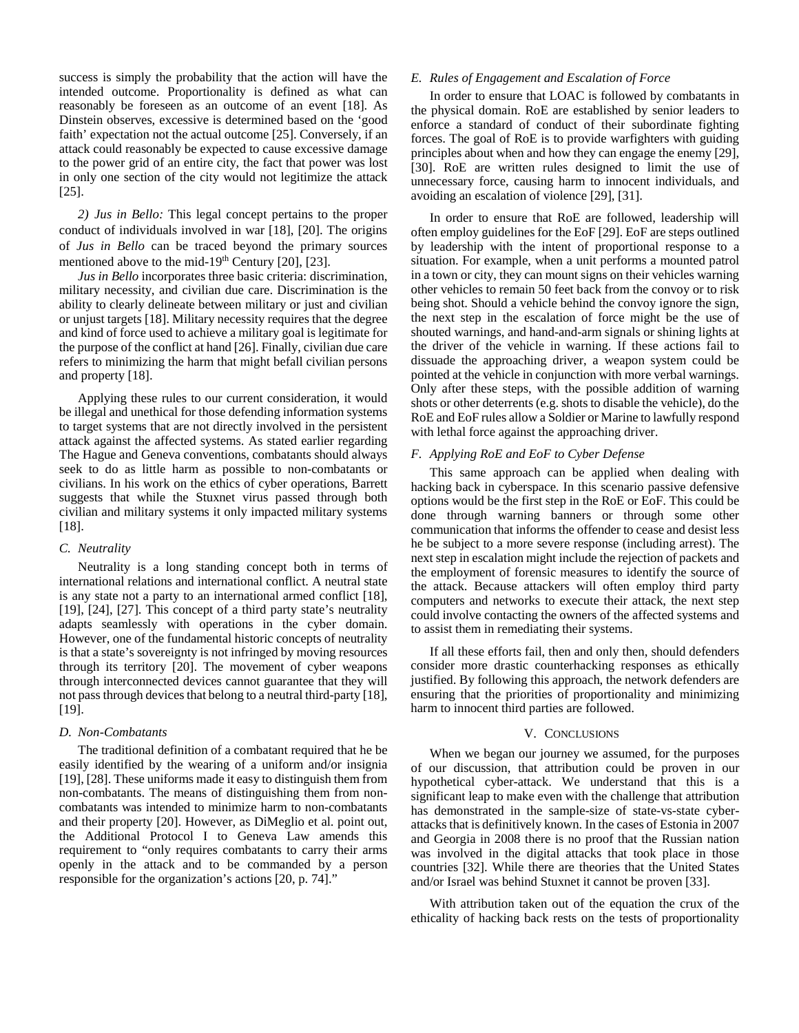success is simply the probability that the action will have the intended outcome. Proportionality is defined as what can reasonably be foreseen as an outcome of an event [18]. As Dinstein observes, excessive is determined based on the 'good faith' expectation not the actual outcome [25]. Conversely, if an attack could reasonably be expected to cause excessive damage to the power grid of an entire city, the fact that power was lost in only one section of the city would not legitimize the attack [25].

*2) Jus in Bello:* This legal concept pertains to the proper conduct of individuals involved in war [18], [20]. The origins of *Jus in Bello* can be traced beyond the primary sources mentioned above to the mid-19th Century [20], [23].

*Jus in Bello* incorporates three basic criteria: discrimination, military necessity, and civilian due care. Discrimination is the ability to clearly delineate between military or just and civilian or unjust targets [18]. Military necessity requires that the degree and kind of force used to achieve a military goal is legitimate for the purpose of the conflict at hand [26]. Finally, civilian due care refers to minimizing the harm that might befall civilian persons and property [18].

Applying these rules to our current consideration, it would be illegal and unethical for those defending information systems to target systems that are not directly involved in the persistent attack against the affected systems. As stated earlier regarding The Hague and Geneva conventions, combatants should always seek to do as little harm as possible to non-combatants or civilians. In his work on the ethics of cyber operations, Barrett suggests that while the Stuxnet virus passed through both civilian and military systems it only impacted military systems [18].

### *C. Neutrality*

Neutrality is a long standing concept both in terms of international relations and international conflict. A neutral state is any state not a party to an international armed conflict [18], [19], [24], [27]. This concept of a third party state's neutrality adapts seamlessly with operations in the cyber domain. However, one of the fundamental historic concepts of neutrality is that a state's sovereignty is not infringed by moving resources through its territory [20]. The movement of cyber weapons through interconnected devices cannot guarantee that they will not pass through devices that belong to a neutral third-party [18], [19].

### *D. Non-Combatants*

The traditional definition of a combatant required that he be easily identified by the wearing of a uniform and/or insignia [19], [28]. These uniforms made it easy to distinguish them from non-combatants. The means of distinguishing them from non-combatants was intended to minimize harm to non-combatants and their property [20]. However, as DiMeglio et al. point out, the Additional Protocol I to Geneva Law amends this requirement to "only requires combatants to carry their arms openly in the attack and to be commanded by a person responsible for the organization's actions [20, p. 74]."

### *E. Rules of Engagement and Escalation of Force*

In order to ensure that LOAC is followed by combatants in the physical domain. RoE are established by senior leaders to enforce a standard of conduct of their subordinate fighting forces. The goal of RoE is to provide warfighters with guiding principles about when and how they can engage the enemy [29], [30]. RoE are written rules designed to limit the use of unnecessary force, causing harm to innocent individuals, and avoiding an escalation of violence [29], [31].

In order to ensure that RoE are followed, leadership will often employ guidelines for the EoF [29]. EoF are steps outlined by leadership with the intent of proportional response to a situation. For example, when a unit performs a mounted patrol in a town or city, they can mount signs on their vehicles warning other vehicles to remain 50 feet back from the convoy or to risk being shot. Should a vehicle behind the convoy ignore the sign, the next step in the escalation of force might be the use of shouted warnings, and hand-and-arm signals or shining lights at the driver of the vehicle in warning. If these actions fail to dissuade the approaching driver, a weapon system could be pointed at the vehicle in conjunction with more verbal warnings. Only after these steps, with the possible addition of warning shots or other deterrents (e.g. shots to disable the vehicle), do the RoE and EoF rules allow a Soldier or Marine to lawfully respond with lethal force against the approaching driver.

### *F. Applying RoE and EoF to Cyber Defense*

This same approach can be applied when dealing with hacking back in cyberspace. In this scenario passive defensive options would be the first step in the RoE or EoF. This could be done through warning banners or through some other communication that informs the offender to cease and desist less he be subject to a more severe response (including arrest). The next step in escalation might include the rejection of packets and the employment of forensic measures to identify the source of the attack. Because attackers will often employ third party computers and networks to execute their attack, the next step could involve contacting the owners of the affected systems and to assist them in remediating their systems.

If all these efforts fail, then and only then, should defenders consider more drastic counterhacking responses as ethically justified. By following this approach, the network defenders are ensuring that the priorities of proportionality and minimizing harm to innocent third parties are followed.

## V. Conclusions

When we began our journey we assumed, for the purposes of our discussion, that attribution could be proven in our hypothetical cyber-attack. We understand that this is a significant leap to make even with the challenge that attribution has demonstrated in the sample-size of state-vs-state cyber-attacks that is definitively known. In the cases of Estonia in 2007 and Georgia in 2008 there is no proof that the Russian nation was involved in the digital attacks that took place in those countries [32]. While there are theories that the United States and/or Israel was behind Stuxnet it cannot be proven [33].

With attribution taken out of the equation the crux of the ethicality of hacking back rests on the tests of proportionality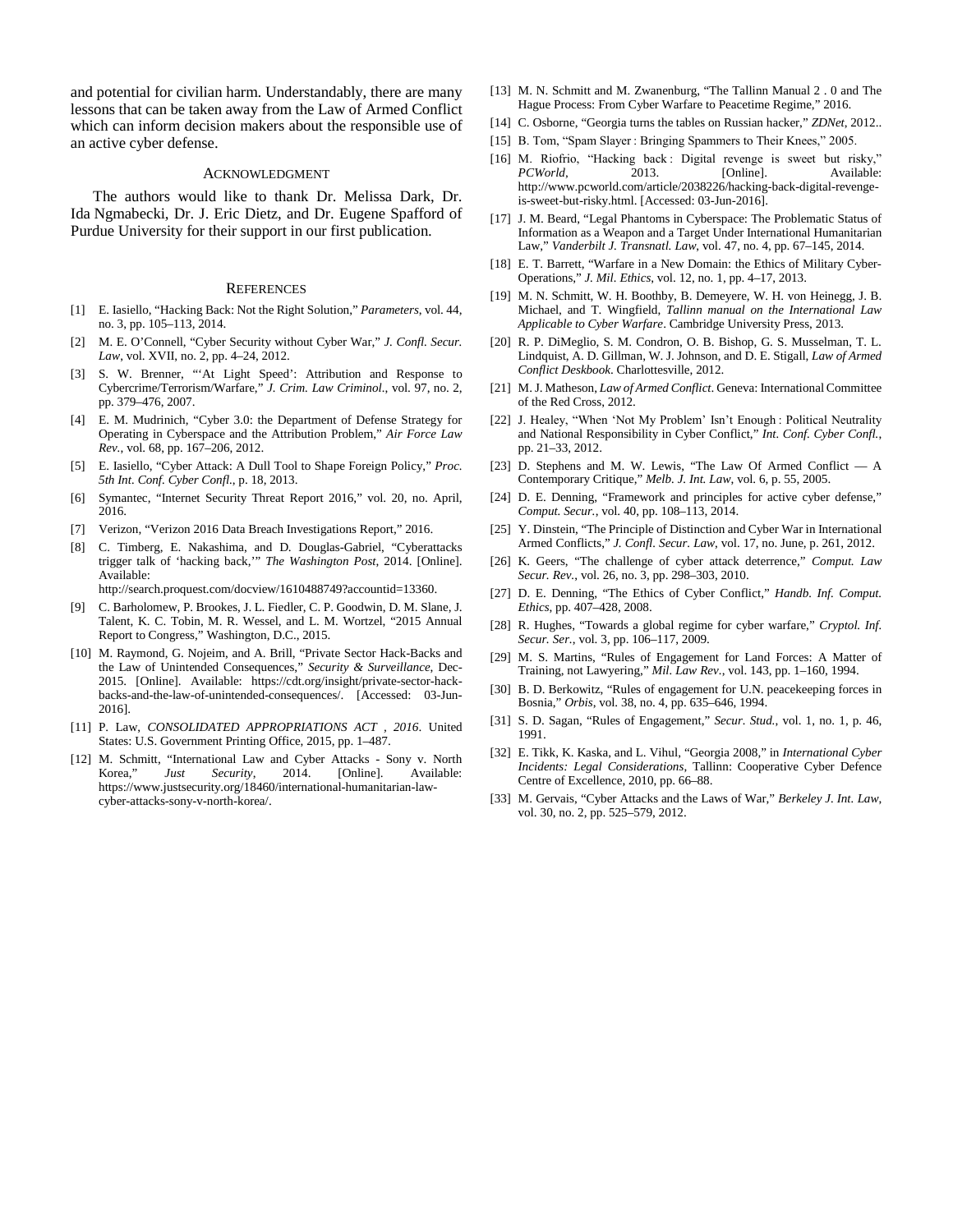and potential for civilian harm. Understandably, there are many lessons that can be taken away from the Law of Armed Conflict which can inform decision makers about the responsible use of an active cyber defense.

## Acknowledgment

The authors would like to thank Dr. Melissa Dark, Dr. Ida Ngmabecki, Dr. J. Eric Dietz, and Dr. Eugene Spafford of Purdue University for their support in our first publication.

## References

[1] E. Iasiello, "Hacking Back: Not the Right Solution," *Parameters*, vol. 44, no. 3, pp. 105–113, 2014.

[2] M. E. O'Connell, "Cyber Security without Cyber War," *J. Confl. Secur. Law*, vol. XVII, no. 2, pp. 4–24, 2012.

[3] S. W. Brenner, "'At Light Speed': Attribution and Response to Cybercrime/Terrorism/Warfare," *J. Crim. Law Criminol.*, vol. 97, no. 2, pp. 379–476, 2007.

[4] E. M. Mudrinich, "Cyber 3.0: the Department of Defense Strategy for Operating in Cyberspace and the Attribution Problem," *Air Force Law Rev.*, vol. 68, pp. 167–206, 2012.

[5] E. Iasiello, "Cyber Attack: A Dull Tool to Shape Foreign Policy," *Proc. 5th Int. Conf. Cyber Confl.*, p. 18, 2013.

[6] Symantec, "Internet Security Threat Report 2016," vol. 20, no. April, 2016.

[7] Verizon, "Verizon 2016 Data Breach Investigations Report," 2016.

[8] C. Timberg, E. Nakashima, and D. Douglas-Gabriel, "Cyberattacks trigger talk of 'hacking back,'" *The Washington Post*, 2014. [Online]. Available: http://search.proquest.com/docview/1610488749?accountid=13360.

[9] C. Barholomew, P. Brookes, J. L. Fiedler, C. P. Goodwin, D. M. Slane, J. Talent, K. C. Tobin, M. R. Wessel, and L. M. Wortzel, "2015 Annual Report to Congress," Washington, D.C., 2015.

[10] M. Raymond, G. Nojeim, and A. Brill, "Private Sector Hack-Backs and the Law of Unintended Consequences," *Security & Surveillance*, Dec-2015. [Online]. Available: https://cdt.org/insight/private-sector-hack-backs-and-the-law-of-unintended-consequences/. [Accessed: 03-Jun-2016].

[11] P. Law, *CONSOLIDATED APPROPRIATIONS ACT , 2016*. United States: U.S. Government Printing Office, 2015, pp. 1–487.

[12] M. Schmitt, "International Law and Cyber Attacks - Sony v. North Korea," *Just Security*, 2014. [Online]. Available: https://www.justsecurity.org/18460/international-humanitarian-law-cyber-attacks-sony-v-north-korea/.

[13] M. N. Schmitt and M. Zwanenburg, "The Tallinn Manual 2 . 0 and The Hague Process: From Cyber Warfare to Peacetime Regime," 2016.

[14] C. Osborne, "Georgia turns the tables on Russian hacker," *ZDNet*, 2012..

[15] B. Tom, "Spam Slayer : Bringing Spammers to Their Knees," 2005.

[16] M. Riofrio, "Hacking back : Digital revenge is sweet but risky," *PCWorld*, 2013. [Online]. Available: http://www.pcworld.com/article/2038226/hacking-back-digital-revenge-is-sweet-but-risky.html. [Accessed: 03-Jun-2016].

[17] J. M. Beard, "Legal Phantoms in Cyberspace: The Problematic Status of Information as a Weapon and a Target Under International Humanitarian Law," *Vanderbilt J. Transnatl. Law*, vol. 47, no. 4, pp. 67–145, 2014.

[18] E. T. Barrett, "Warfare in a New Domain: the Ethics of Military Cyber-Operations," *J. Mil. Ethics*, vol. 12, no. 1, pp. 4–17, 2013.

[19] M. N. Schmitt, W. H. Boothby, B. Demeyere, W. H. von Heinegg, J. B. Michael, and T. Wingfield, *Tallinn manual on the International Law Applicable to Cyber Warfare*. Cambridge University Press, 2013.

[20] R. P. DiMeglio, S. M. Condron, O. B. Bishop, G. S. Musselman, T. L. Lindquist, A. D. Gillman, W. J. Johnson, and D. E. Stigall, *Law of Armed Conflict Deskbook*. Charlottesville, 2012.

[21] M. J. Matheson, *Law of Armed Conflict*. Geneva: International Committee of the Red Cross, 2012.

[22] J. Healey, "When 'Not My Problem' Isn't Enough : Political Neutrality and National Responsibility in Cyber Conflict," *Int. Conf. Cyber Confl.*, pp. 21–33, 2012.

[23] D. Stephens and M. W. Lewis, "The Law Of Armed Conflict — A Contemporary Critique," *Melb. J. Int. Law*, vol. 6, p. 55, 2005.

[24] D. E. Denning, "Framework and principles for active cyber defense," *Comput. Secur.*, vol. 40, pp. 108–113, 2014.

[25] Y. Dinstein, "The Principle of Distinction and Cyber War in International Armed Conflicts," *J. Confl. Secur. Law*, vol. 17, no. June, p. 261, 2012.

[26] K. Geers, "The challenge of cyber attack deterrence," *Comput. Law Secur. Rev.*, vol. 26, no. 3, pp. 298–303, 2010.

[27] D. E. Denning, "The Ethics of Cyber Conflict," *Handb. Inf. Comput. Ethics*, pp. 407–428, 2008.

[28] R. Hughes, "Towards a global regime for cyber warfare," *Cryptol. Inf. Secur. Ser.*, vol. 3, pp. 106–117, 2009.

[29] M. S. Martins, "Rules of Engagement for Land Forces: A Matter of Training, not Lawyering," *Mil. Law Rev.*, vol. 143, pp. 1–160, 1994.

[30] B. D. Berkowitz, "Rules of engagement for U.N. peacekeeping forces in Bosnia," *Orbis*, vol. 38, no. 4, pp. 635–646, 1994.

[31] S. D. Sagan, "Rules of Engagement," *Secur. Stud.*, vol. 1, no. 1, p. 46, 1991.

[32] E. Tikk, K. Kaska, and L. Vihul, "Georgia 2008," in *International Cyber Incidents: Legal Considerations*, Tallinn: Cooperative Cyber Defence Centre of Excellence, 2010, pp. 66–88.

[33] M. Gervais, "Cyber Attacks and the Laws of War," *Berkeley J. Int. Law*, vol. 30, no. 2, pp. 525–579, 2012.